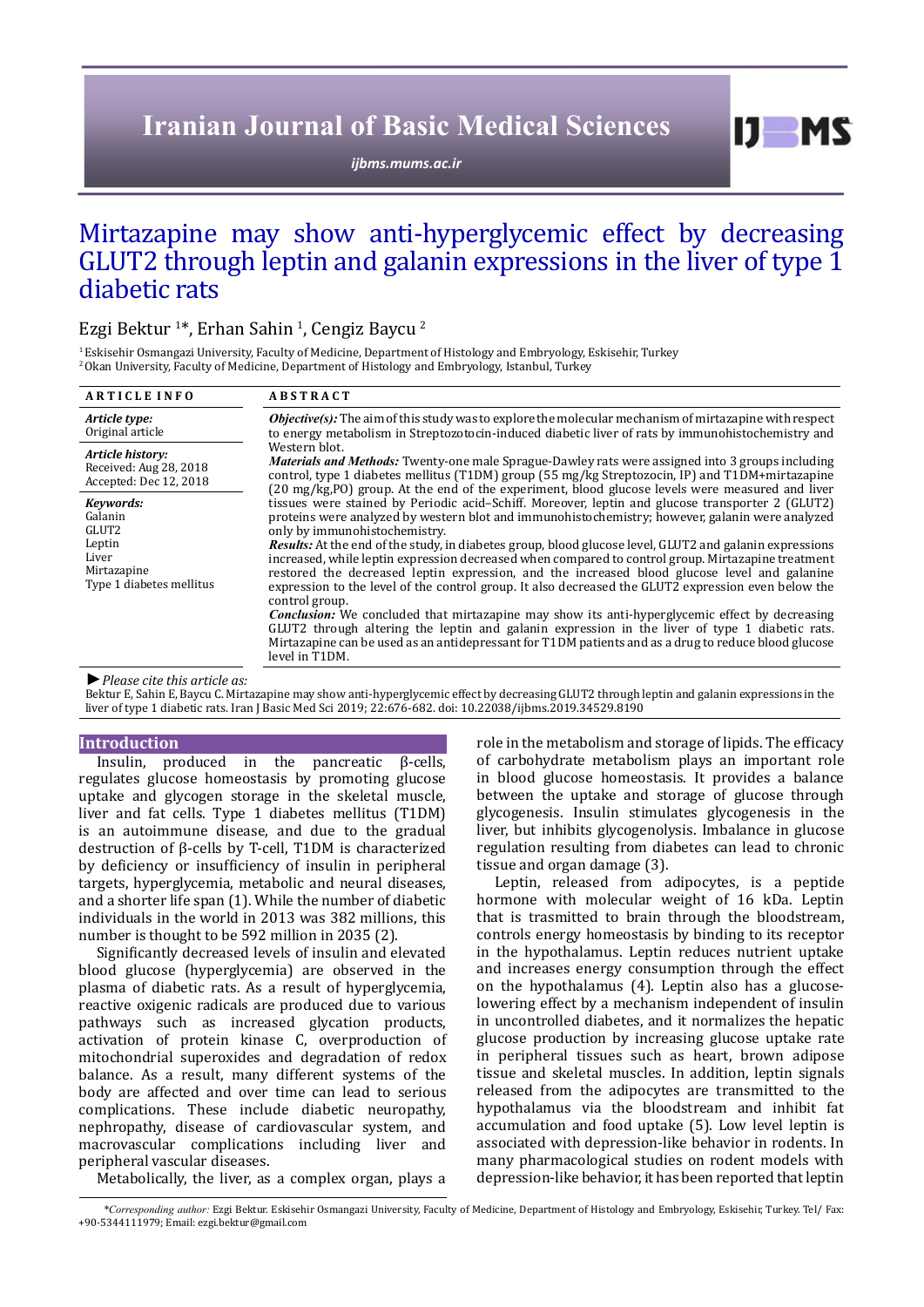Iranian Journal of Basic Medical Sciences

ijbms.mums.ac.ir

# Mirtazapine may show anti-hyperglycemic effect by decreasing GLUT2 through leptin and galanin expressions in the liver of type 1 diabetic rats

Ezgi Bektur [1]*, Erhan Sahin [1], Cengiz Baycu [2]

[1] Eskisehir Osmangazi University, Faculty of Medicine, Department of Histology and Embryology, Eskisehir, Turkey
[2] Okan University, Faculty of Medicine, Department of Histology and Embryology, Istanbul, Turkey

**ARTICLE INFO**

*Article type:*
Original article

*Article history:*
Received: Aug 28, 2018
Accepted: Dec 12, 2018

*Keywords:*
Galanin
GLUT2
Leptin
Liver
Mirtazapine
Type 1 diabetes mellitus

**ABSTRACT**

***Objective(s):*** The aim of this study was to explore the molecular mechanism of mirtazapine with respect to energy metabolism in Streptozotocin-induced diabetic liver of rats by immunohistochemistry and Western blot.

***Materials and Methods:*** Twenty-one male Sprague-Dawley rats were assigned into 3 groups including control, type 1 diabetes mellitus (T1DM) group (55 mg/kg Streptozocin, IP) and T1DM+mirtazapine (20 mg/kg,PO) group. At the end of the experiment, blood glucose levels were measured and liver tissues were stained by Periodic acid–Schiff. Moreover, leptin and glucose transporter 2 (GLUT2) proteins were analyzed by western blot and immunohistochemistry; however, galanin were analyzed only by immunohistochemistry.

***Results:*** At the end of the study, in diabetes group, blood glucose level, GLUT2 and galanin expressions increased, while leptin expression decreased when compared to control group. Mirtazapine treatment restored the decreased leptin expression, and the increased blood glucose level and galanine expression to the level of the control group. It also decreased the GLUT2 expression even below the control group.

***Conclusion:*** We concluded that mirtazapine may show its anti-hyperglycemic effect by decreasing GLUT2 through altering the leptin and galanin expression in the liver of type 1 diabetic rats. Mirtazapine can be used as an antidepressant for T1DM patients and as a drug to reduce blood glucose level in T1DM.

► *Please cite this article as:*
Bektur E, Sahin E, Baycu C. Mirtazapine may show anti-hyperglycemic effect by decreasing GLUT2 through leptin and galanin expressions in the liver of type 1 diabetic rats. Iran J Basic Med Sci 2019; 22:676-682. doi: 10.22038/ijbms.2019.34529.8190

## Introduction

Insulin, produced in the pancreatic β-cells, regulates glucose homeostasis by promoting glucose uptake and glycogen storage in the skeletal muscle, liver and fat cells. Type 1 diabetes mellitus (T1DM) is an autoimmune disease, and due to the gradual destruction of β-cells by T-cell, T1DM is characterized by deficiency or insufficiency of insulin in peripheral targets, hyperglycemia, metabolic and neural diseases, and a shorter life span (1). While the number of diabetic individuals in the world in 2013 was 382 millions, this number is thought to be 592 million in 2035 (2).

Significantly decreased levels of insulin and elevated blood glucose (hyperglycemia) are observed in the plasma of diabetic rats. As a result of hyperglycemia, reactive oxigenic radicals are produced due to various pathways such as increased glycation products, activation of protein kinase C, overproduction of mitochondrial superoxides and degradation of redox balance. As a result, many different systems of the body are affected and over time can lead to serious complications. These include diabetic neuropathy, nephropathy, disease of cardiovascular system, and macrovascular complications including liver and peripheral vascular diseases.

Metabolically, the liver, as a complex organ, plays a role in the metabolism and storage of lipids. The efficacy of carbohydrate metabolism plays an important role in blood glucose homeostasis. It provides a balance between the uptake and storage of glucose through glycogenesis. Insulin stimulates glycogenesis in the liver, but inhibits glycogenolysis. Imbalance in glucose regulation resulting from diabetes can lead to chronic tissue and organ damage (3).

Leptin, released from adipocytes, is a peptide hormone with molecular weight of 16 kDa. Leptin that is trasmitted to brain through the bloodstream, controls energy homeostasis by binding to its receptor in the hypothalamus. Leptin reduces nutrient uptake and increases energy consumption through the effect on the hypothalamus (4). Leptin also has a glucose-lowering effect by a mechanism independent of insulin in uncontrolled diabetes, and it normalizes the hepatic glucose production by increasing glucose uptake rate in peripheral tissues such as heart, brown adipose tissue and skeletal muscles. In addition, leptin signals released from the adipocytes are transmitted to the hypothalamus via the bloodstream and inhibit fat accumulation and food uptake (5). Low level leptin is associated with depression-like behavior in rodents. In many pharmacological studies on rodent models with depression-like behavior, it has been reported that leptin

*\*Corresponding author:* Ezgi Bektur. Eskisehir Osmangazi University, Faculty of Medicine, Department of Histology and Embryology, Eskisehir, Turkey. Tel/ Fax: +90-5344111979; Email: ezgi.bektur@gmail.com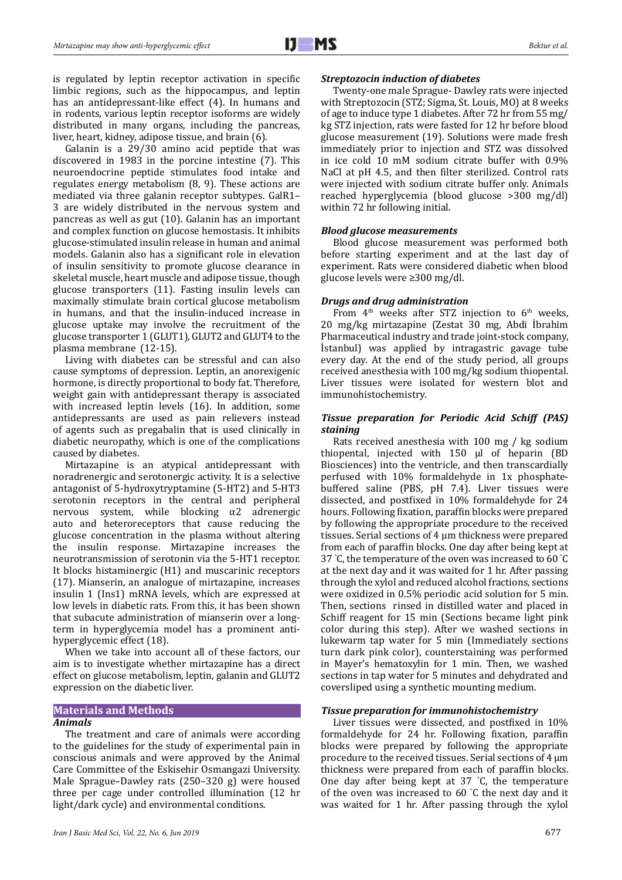is regulated by leptin receptor activation in specific limbic regions, such as the hippocampus, and leptin has an antidepressant-like effect (4). In humans and in rodents, various leptin receptor isoforms are widely distributed in many organs, including the pancreas, liver, heart, kidney, adipose tissue, and brain (6).

Galanin is a 29/30 amino acid peptide that was discovered in 1983 in the porcine intestine (7). This neuroendocrine peptide stimulates food intake and regulates energy metabolism (8, 9). These actions are mediated via three galanin receptor subtypes. GalR1–3 are widely distributed in the nervous system and pancreas as well as gut (10). Galanin has an important and complex function on glucose hemostasis. It inhibits glucose-stimulated insulin release in human and animal models. Galanin also has a significant role in elevation of insulin sensitivity to promote glucose clearance in skeletal muscle, heart muscle and adipose tissue, though glucose transporters (11). Fasting insulin levels can maximally stimulate brain cortical glucose metabolism in humans, and that the insulin-induced increase in glucose uptake may involve the recruitment of the glucose transporter 1 (GLUT1), GLUT2 and GLUT4 to the plasma membrane (12-15).

Living with diabetes can be stressful and can also cause symptoms of depression. Leptin, an anorexigenic hormone, is directly proportional to body fat. Therefore, weight gain with antidepressant therapy is associated with increased leptin levels (16). In addition, some antidepressants are used as pain relievers instead of agents such as pregabalin that is used clinically in diabetic neuropathy, which is one of the complications caused by diabetes.

Mirtazapine is an atypical antidepressant with noradrenergic and serotonergic activity. It is a selective antagonist of 5-hydroxytryptamine (5-HT2) and 5-HT3 serotonin receptors in the central and peripheral nervous system, while blocking α2 adrenergic auto and heteroreceptors that cause reducing the glucose concentration in the plasma without altering the insulin response. Mirtazapine increases the neurotransmission of serotonin via the 5-HT1 receptor. It blocks histaminergic (H1) and muscarinic receptors (17). Mianserin, an analogue of mirtazapine, increases insulin 1 (Ins1) mRNA levels, which are expressed at low levels in diabetic rats. From this, it has been shown that subacute administration of mianserin over a long-term in hyperglycemia model has a prominent anti-hyperglycemic effect (18).

When we take into account all of these factors, our aim is to investigate whether mirtazapine has a direct effect on glucose metabolism, leptin, galanin and GLUT2 expression on the diabetic liver.

## Materials and Methods

### *Animals*

The treatment and care of animals were according to the guidelines for the study of experimental pain in conscious animals and were approved by the Animal Care Committee of the Eskisehir Osmangazi University. Male Sprague–Dawley rats (250–320 g) were housed three per cage under controlled illumination (12 hr light/dark cycle) and environmental conditions.

### *Streptozocin induction of diabetes*

Twenty-one male Sprague- Dawley rats were injected with Streptozocin (STZ; Sigma, St. Louis, MO) at 8 weeks of age to induce type 1 diabetes. After 72 hr from 55 mg/kg STZ injection, rats were fasted for 12 hr before blood glucose measurement (19). Solutions were made fresh immediately prior to injection and STZ was dissolved in ice cold 10 mM sodium citrate buffer with 0.9% NaCl at pH 4.5, and then filter sterilized. Control rats were injected with sodium citrate buffer only. Animals reached hyperglycemia (blood glucose >300 mg/dl) within 72 hr following initial.

### *Blood glucose measurements*

Blood glucose measurement was performed both before starting experiment and at the last day of experiment. Rats were considered diabetic when blood glucose levels were ≥300 mg/dl.

### *Drugs and drug administration*

From 4th weeks after STZ injection to 6th weeks, 20 mg/kg mirtazapine (Zestat 30 mg, Abdi İbrahim Pharmaceutical industry and trade joint-stock company, İstanbul) was applied by intragastric gavage tube every day. At the end of the study period, all groups received anesthesia with 100 mg/kg sodium thiopental. Liver tissues were isolated for western blot and immunohistochemistry.

### *Tissue preparation for Periodic Acid Schiff (PAS) staining*

Rats received anesthesia with 100 mg / kg sodium thiopental, injected with 150 µl of heparin (BD Biosciences) into the ventricle, and then transcardially perfused with 10% formaldehyde in 1x phosphate-buffered saline (PBS, pH 7.4). Liver tissues were dissected, and postfixed in 10% formaldehyde for 24 hours. Following fixation, paraffin blocks were prepared by following the appropriate procedure to the received tissues. Serial sections of 4 µm thickness were prepared from each of paraffin blocks. One day after being kept at 37 ˚C, the temperature of the oven was increased to 60 ˚C at the next day and it was waited for 1 hr. After passing through the xylol and reduced alcohol fractions, sections were oxidized in 0.5% periodic acid solution for 5 min. Then, sections rinsed in distilled water and placed in Schiff reagent for 15 min (Sections became light pink color during this step). After we washed sections in lukewarm tap water for 5 min (Immediately sections turn dark pink color), counterstaining was performed in Mayer's hematoxylin for 1 min. Then, we washed sections in tap water for 5 minutes and dehydrated and coversliped using a synthetic mounting medium.

### *Tissue preparation for immunohistochemistry*

Liver tissues were dissected, and postfixed in 10% formaldehyde for 24 hr. Following fixation, paraffin blocks were prepared by following the appropriate procedure to the received tissues. Serial sections of 4 µm thickness were prepared from each of paraffin blocks. One day after being kept at 37 ˚C, the temperature of the oven was increased to 60 ˚C the next day and it was waited for 1 hr. After passing through the xylol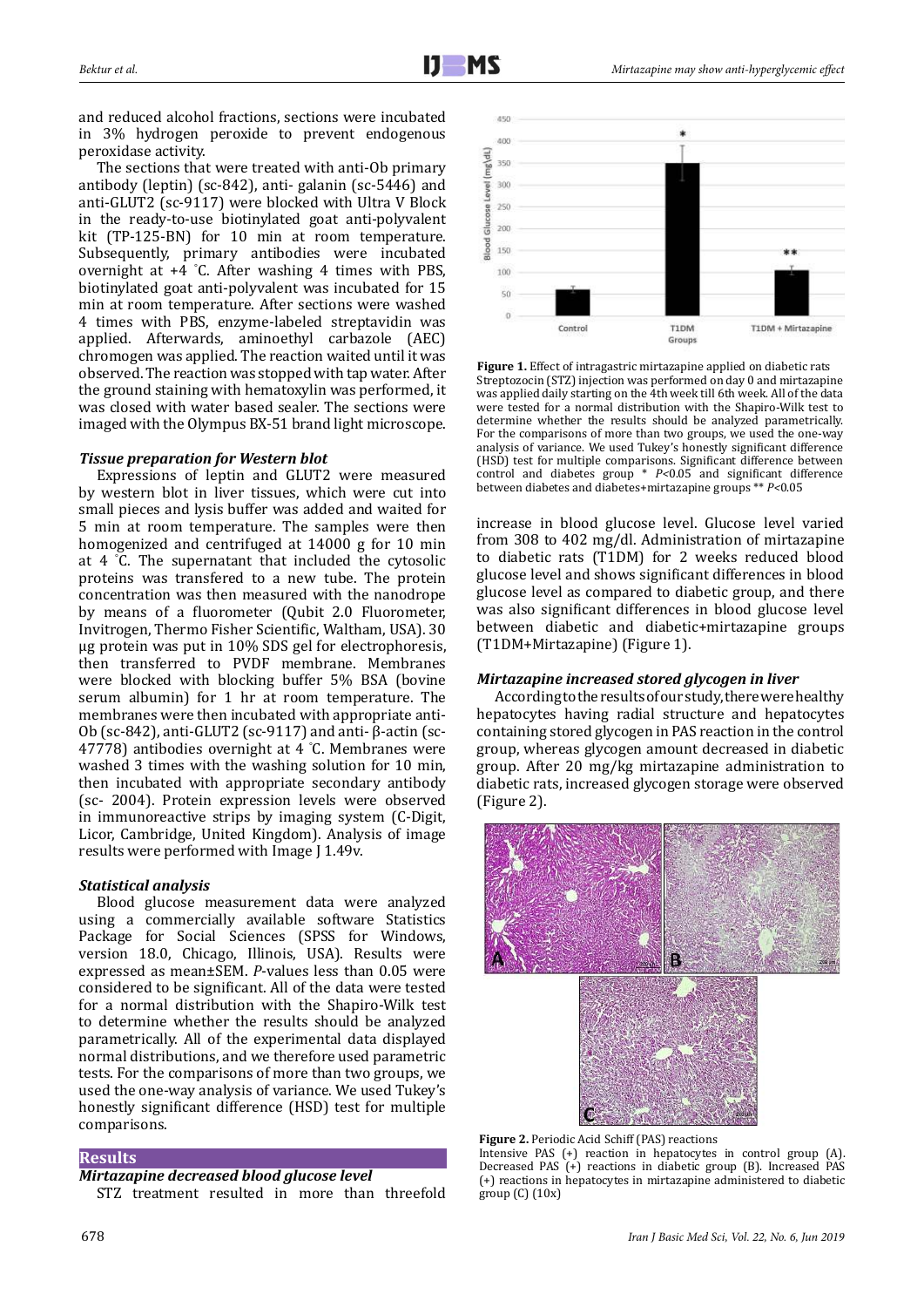and reduced alcohol fractions, sections were incubated in 3% hydrogen peroxide to prevent endogenous peroxidase activity.

The sections that were treated with anti-Ob primary antibody (leptin) (sc-842), anti- galanin (sc-5446) and anti-GLUT2 (sc-9117) were blocked with Ultra V Block in the ready-to-use biotinylated goat anti-polyvalent kit (TP-125-BN) for 10 min at room temperature. Subsequently, primary antibodies were incubated overnight at +4 °C. After washing 4 times with PBS, biotinylated goat anti-polyvalent was incubated for 15 min at room temperature. After sections were washed 4 times with PBS, enzyme-labeled streptavidin was applied. Afterwards, aminoethyl carbazole (AEC) chromogen was applied. The reaction waited until it was observed. The reaction was stopped with tap water. After the ground staining with hematoxylin was performed, it was closed with water based sealer. The sections were imaged with the Olympus BX-51 brand light microscope.

### *Tissue preparation for Western blot*

Expressions of leptin and GLUT2 were measured by western blot in liver tissues, which were cut into small pieces and lysis buffer was added and waited for 5 min at room temperature. The samples were then homogenized and centrifuged at 14000 g for 10 min at 4 °C. The supernatant that included the cytosolic proteins was transfered to a new tube. The protein concentration was then measured with the nanodrope by means of a fluorometer (Qubit 2.0 Fluorometer, Invitrogen, Thermo Fisher Scientific, Waltham, USA). 30 μg protein was put in 10% SDS gel for electrophoresis, then transferred to PVDF membrane. Membranes were blocked with blocking buffer 5% BSA (bovine serum albumin) for 1 hr at room temperature. The membranes were then incubated with appropriate anti-Ob (sc-842), anti-GLUT2 (sc-9117) and anti- β-actin (sc-47778) antibodies overnight at 4 °C. Membranes were washed 3 times with the washing solution for 10 min, then incubated with appropriate secondary antibody (sc- 2004). Protein expression levels were observed in immunoreactive strips by imaging system (C-Digit, Licor, Cambridge, United Kingdom). Analysis of image results were performed with Image J 1.49v.

### *Statistical analysis*

Blood glucose measurement data were analyzed using a commercially available software Statistics Package for Social Sciences (SPSS for Windows, version 18.0, Chicago, Illinois, USA). Results were expressed as mean±SEM. *P*-values less than 0.05 were considered to be significant. All of the data were tested for a normal distribution with the Shapiro-Wilk test to determine whether the results should be analyzed parametrically. All of the experimental data displayed normal distributions, and we therefore used parametric tests. For the comparisons of more than two groups, we used the one-way analysis of variance. We used Tukey's honestly significant difference (HSD) test for multiple comparisons.

## Results

### *Mirtazapine decreased blood glucose level*

STZ treatment resulted in more than threefold increase in blood glucose level. Glucose level varied from 308 to 402 mg/dl. Administration of mirtazapine to diabetic rats (T1DM) for 2 weeks reduced blood glucose level and shows significant differences in blood glucose level as compared to diabetic group, and there was also significant differences in blood glucose level between diabetic and diabetic+mirtazapine groups (T1DM+Mirtazapine) (Figure 1).

**Figure 1.** Effect of intragastric mirtazapine applied on diabetic rats Streptozocin (STZ) injection was performed on day 0 and mirtazapine was applied daily starting on the 4th week till 6th week. All of the data were tested for a normal distribution with the Shapiro-Wilk test to determine whether the results should be analyzed parametrically. For the comparisons of more than two groups, we used the one-way analysis of variance. We used Tukey's honestly significant difference (HSD) test for multiple comparisons. Significant difference between control and diabetes group * $P<0.05$ and significant difference between diabetes and diabetes+mirtazapine groups ** $P<0.05$

### *Mirtazapine increased stored glycogen in liver*

According to the results of our study, there were healthy hepatocytes having radial structure and hepatocytes containing stored glycogen in PAS reaction in the control group, whereas glycogen amount decreased in diabetic group. After 20 mg/kg mirtazapine administration to diabetic rats, increased glycogen storage were observed (Figure 2).

**Figure 2.** Periodic Acid Schiff (PAS) reactions
Intensive PAS (+) reaction in hepatocytes in control group (A). Decreased PAS (+) reactions in diabetic group (B). Increased PAS (+) reactions in hepatocytes in mirtazapine administered to diabetic group (C) (10x)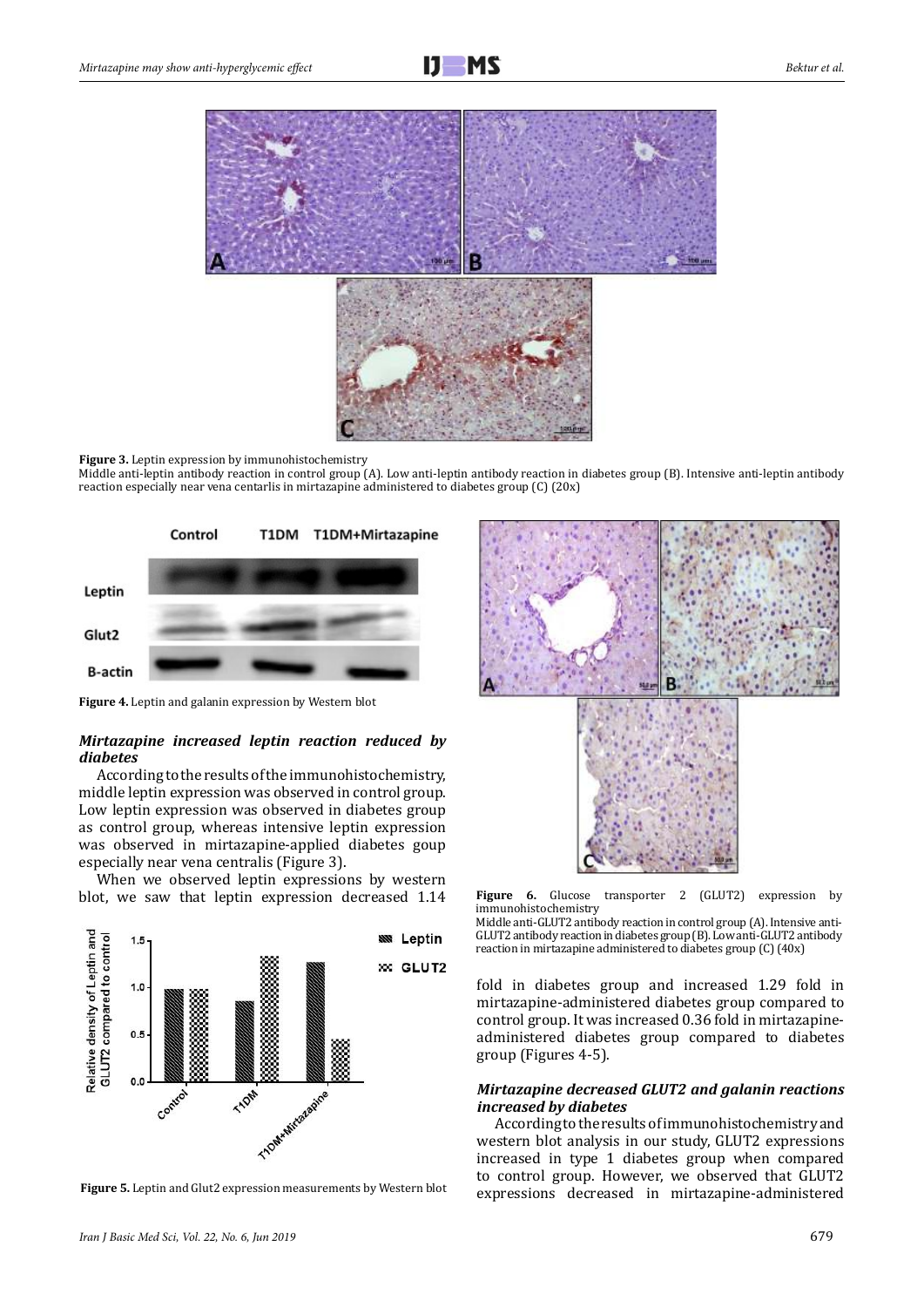**Figure 3.** Leptin expression by immunohistochemistry

Middle anti-leptin antibody reaction in control group (A). Low anti-leptin antibody reaction in diabetes group (B). Intensive anti-leptin antibody reaction especially near vena centarlis in mirtazapine administered to diabetes group (C) (20x)

**Figure 4.** Leptin and galanin expression by Western blot

### *Mirtazapine increased leptin reaction reduced by diabetes*

According to the results of the immunohistochemistry, middle leptin expression was observed in control group. Low leptin expression was observed in diabetes group as control group, whereas intensive leptin expression was observed in mirtazapine-applied diabetes goup especially near vena centralis (Figure 3).

When we observed leptin expressions by western blot, we saw that leptin expression decreased 1.14 fold in diabetes group and increased 1.29 fold in mirtazapine-administered diabetes group compared to control group. It was increased 0.36 fold in mirtazapine-administered diabetes group compared to diabetes group (Figures 4-5).

**Figure 5.** Leptin and Glut2 expression measurements by Western blot

**Figure 6.** Glucose transporter 2 (GLUT2) expression by immunohistochemistry

Middle anti-GLUT2 antibody reaction in control group (A). Intensive anti-GLUT2 antibody reaction in diabetes group (B). Low anti-GLUT2 antibody reaction in mirtazapine administered to diabetes group (C) (40x)

### *Mirtazapine decreased GLUT2 and galanin reactions increased by diabetes*

According to the results of immunohistochemistry and western blot analysis in our study, GLUT2 expressions increased in type 1 diabetes group when compared to control group. However, we observed that GLUT2 expressions decreased in mirtazapine-administered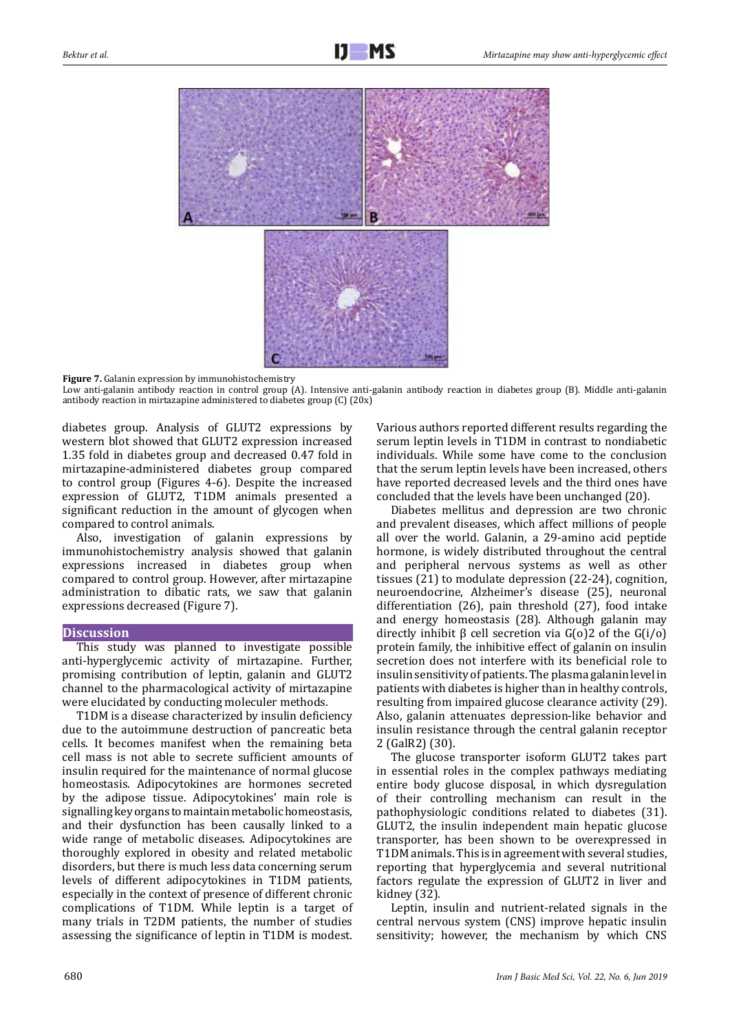**Figure 7.** Galanin expression by immunohistochemistry
Low anti-galanin antibody reaction in control group (A). Intensive anti-galanin antibody reaction in diabetes group (B). Middle anti-galanin antibody reaction in mirtazapine administered to diabetes group (C) (20x)

diabetes group. Analysis of GLUT2 expressions by western blot showed that GLUT2 expression increased 1.35 fold in diabetes group and decreased 0.47 fold in mirtazapine-administered diabetes group compared to control group (Figures 4-6). Despite the increased expression of GLUT2, T1DM animals presented a significant reduction in the amount of glycogen when compared to control animals.

Also, investigation of galanin expressions by immunohistochemistry analysis showed that galanin expressions increased in diabetes group when compared to control group. However, after mirtazapine administration to dibatic rats, we saw that galanin expressions decreased (Figure 7).

## Discussion

This study was planned to investigate possible anti-hyperglycemic activity of mirtazapine. Further, promising contribution of leptin, galanin and GLUT2 channel to the pharmacological activity of mirtazapine were elucidated by conducting moleculer methods.

T1DM is a disease characterized by insulin deficiency due to the autoimmune destruction of pancreatic beta cells. It becomes manifest when the remaining beta cell mass is not able to secrete sufficient amounts of insulin required for the maintenance of normal glucose homeostasis. Adipocytokines are hormones secreted by the adipose tissue. Adipocytokines' main role is signalling key organs to maintain metabolic homeostasis, and their dysfunction has been causally linked to a wide range of metabolic diseases. Adipocytokines are thoroughly explored in obesity and related metabolic disorders, but there is much less data concerning serum levels of different adipocytokines in T1DM patients, especially in the context of presence of different chronic complications of T1DM. While leptin is a target of many trials in T2DM patients, the number of studies assessing the significance of leptin in T1DM is modest. Various authors reported different results regarding the serum leptin levels in T1DM in contrast to nondiabetic individuals. While some have come to the conclusion that the serum leptin levels have been increased, others have reported decreased levels and the third ones have concluded that the levels have been unchanged (20).

Diabetes mellitus and depression are two chronic and prevalent diseases, which affect millions of people all over the world. Galanin, a 29-amino acid peptide hormone, is widely distributed throughout the central and peripheral nervous systems as well as other tissues (21) to modulate depression (22-24), cognition, neuroendocrine, Alzheimer's disease (25), neuronal differentiation (26), pain threshold (27), food intake and energy homeostasis (28). Although galanin may directly inhibit β cell secretion via G(o)2 of the G(i/o) protein family, the inhibitive effect of galanin on insulin secretion does not interfere with its beneficial role to insulin sensitivity of patients. The plasma galanin level in patients with diabetes is higher than in healthy controls, resulting from impaired glucose clearance activity (29). Also, galanin attenuates depression-like behavior and insulin resistance through the central galanin receptor 2 (GalR2) (30).

The glucose transporter isoform GLUT2 takes part in essential roles in the complex pathways mediating entire body glucose disposal, in which dysregulation of their controlling mechanism can result in the pathophysiologic conditions related to diabetes (31). GLUT2, the insulin independent main hepatic glucose transporter, has been shown to be overexpressed in T1DM animals. This is in agreement with several studies, reporting that hyperglycemia and several nutritional factors regulate the expression of GLUT2 in liver and kidney (32).

Leptin, insulin and nutrient-related signals in the central nervous system (CNS) improve hepatic insulin sensitivity; however, the mechanism by which CNS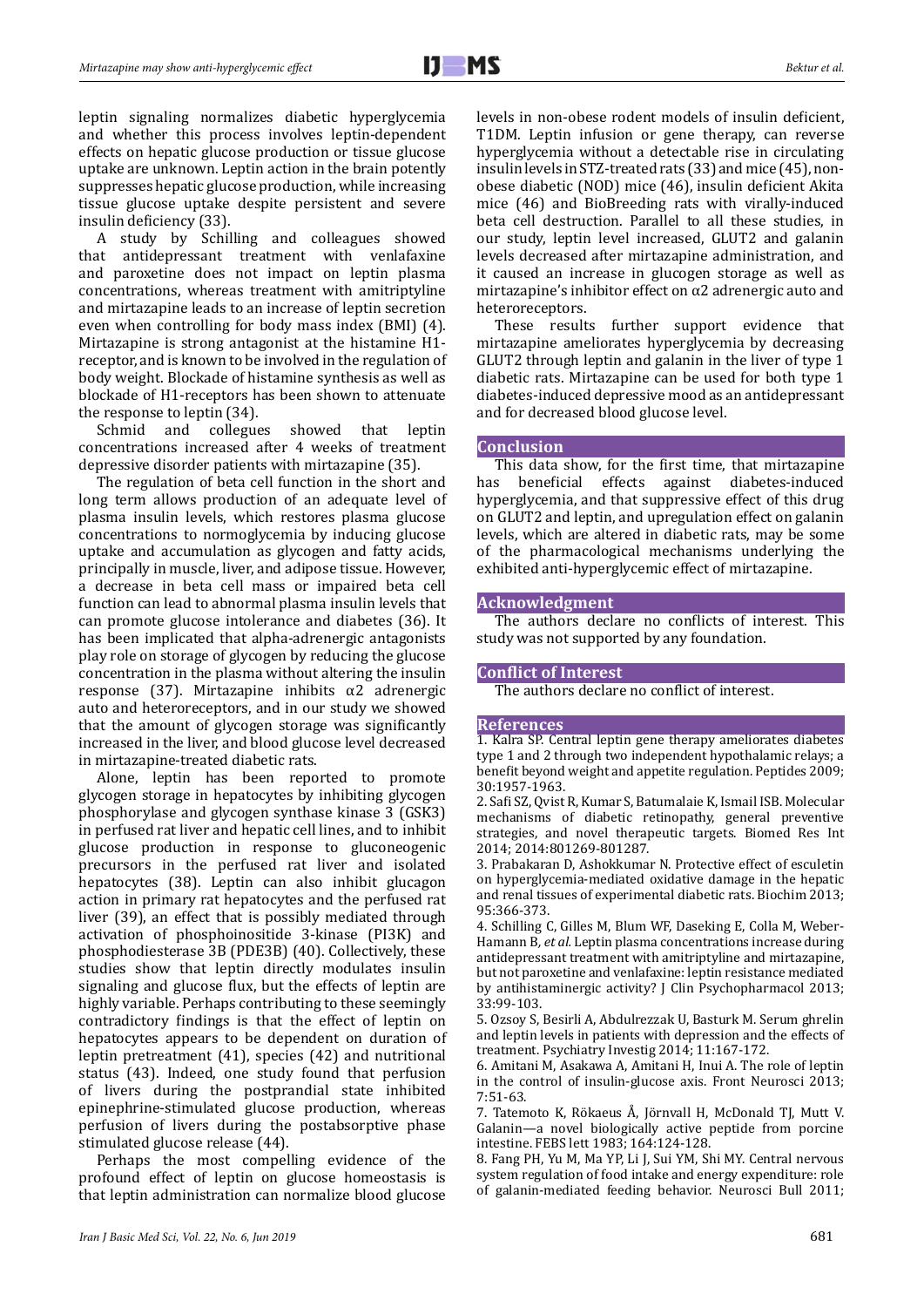leptin signaling normalizes diabetic hyperglycemia and whether this process involves leptin-dependent effects on hepatic glucose production or tissue glucose uptake are unknown. Leptin action in the brain potently suppresses hepatic glucose production, while increasing tissue glucose uptake despite persistent and severe insulin deficiency (33).

A study by Schilling and colleagues showed that antidepressant treatment with venlafaxine and paroxetine does not impact on leptin plasma concentrations, whereas treatment with amitriptyline and mirtazapine leads to an increase of leptin secretion even when controlling for body mass index (BMI) (4). Mirtazapine is strong antagonist at the histamine H1-receptor, and is known to be involved in the regulation of body weight. Blockade of histamine synthesis as well as blockade of H1-receptors has been shown to attenuate the response to leptin (34).

Schmid and collegues showed that leptin concentrations increased after 4 weeks of treatment depressive disorder patients with mirtazapine (35).

The regulation of beta cell function in the short and long term allows production of an adequate level of plasma insulin levels, which restores plasma glucose concentrations to normoglycemia by inducing glucose uptake and accumulation as glycogen and fatty acids, principally in muscle, liver, and adipose tissue. However, a decrease in beta cell mass or impaired beta cell function can lead to abnormal plasma insulin levels that can promote glucose intolerance and diabetes (36). It has been implicated that alpha-adrenergic antagonists play role on storage of glycogen by reducing the glucose concentration in the plasma without altering the insulin response (37). Mirtazapine inhibits α2 adrenergic auto and heteroreceptors, and in our study we showed that the amount of glycogen storage was significantly increased in the liver, and blood glucose level decreased in mirtazapine-treated diabetic rats.

Alone, leptin has been reported to promote glycogen storage in hepatocytes by inhibiting glycogen phosphorylase and glycogen synthase kinase 3 (GSK3) in perfused rat liver and hepatic cell lines, and to inhibit glucose production in response to gluconeogenic precursors in the perfused rat liver and isolated hepatocytes (38). Leptin can also inhibit glucagon action in primary rat hepatocytes and the perfused rat liver (39), an effect that is possibly mediated through activation of phosphoinositide 3-kinase (PI3K) and phosphodiesterase 3B (PDE3B) (40). Collectively, these studies show that leptin directly modulates insulin signaling and glucose flux, but the effects of leptin are highly variable. Perhaps contributing to these seemingly contradictory findings is that the effect of leptin on hepatocytes appears to be dependent on duration of leptin pretreatment (41), species (42) and nutritional status (43). Indeed, one study found that perfusion of livers during the postprandial state inhibited epinephrine-stimulated glucose production, whereas perfusion of livers during the postabsorptive phase stimulated glucose release (44).

Perhaps the most compelling evidence of the profound effect of leptin on glucose homeostasis is that leptin administration can normalize blood glucose levels in non-obese rodent models of insulin deficient, T1DM. Leptin infusion or gene therapy, can reverse hyperglycemia without a detectable rise in circulating insulin levels in STZ-treated rats (33) and mice (45), non-obese diabetic (NOD) mice (46), insulin deficient Akita mice (46) and BioBreeding rats with virally-induced beta cell destruction. Parallel to all these studies, in our study, leptin level increased, GLUT2 and galanin levels decreased after mirtazapine administration, and it caused an increase in glucogen storage as well as mirtazapine's inhibitor effect on α2 adrenergic auto and heteroreceptors.

These results further support evidence that mirtazapine ameliorates hyperglycemia by decreasing GLUT2 through leptin and galanin in the liver of type 1 diabetic rats. Mirtazapine can be used for both type 1 diabetes-induced depressive mood as an antidepressant and for decreased blood glucose level.

## Conclusion

This data show, for the first time, that mirtazapine has beneficial effects against diabetes-induced hyperglycemia, and that suppressive effect of this drug on GLUT2 and leptin, and upregulation effect on galanin levels, which are altered in diabetic rats, may be some of the pharmacological mechanisms underlying the exhibited anti-hyperglycemic effect of mirtazapine.

## Acknowledgment

The authors declare no conflicts of interest. This study was not supported by any foundation.

## Conflict of Interest

The authors declare no conflict of interest.

## References

1. Kalra SP. Central leptin gene therapy ameliorates diabetes type 1 and 2 through two independent hypothalamic relays; a benefit beyond weight and appetite regulation. Peptides 2009; 30:1957-1963.
2. Safi SZ, Qvist R, Kumar S, Batumalaie K, Ismail ISB. Molecular mechanisms of diabetic retinopathy, general preventive strategies, and novel therapeutic targets. Biomed Res Int 2014; 2014:801269-801287.
3. Prabakaran D, Ashokkumar N. Protective effect of esculetin on hyperglycemia-mediated oxidative damage in the hepatic and renal tissues of experimental diabetic rats. Biochim 2013; 95:366-373.
4. Schilling C, Gilles M, Blum WF, Daseking E, Colla M, Weber-Hamann B, *et al.* Leptin plasma concentrations increase during antidepressant treatment with amitriptyline and mirtazapine, but not paroxetine and venlafaxine: leptin resistance mediated by antihistaminergic activity? J Clin Psychopharmacol 2013; 33:99-103.
5. Ozsoy S, Besirli A, Abdulrezzak U, Basturk M. Serum ghrelin and leptin levels in patients with depression and the effects of treatment. Psychiatry Investig 2014; 11:167-172.
6. Amitani M, Asakawa A, Amitani H, Inui A. The role of leptin in the control of insulin-glucose axis. Front Neurosci 2013; 7:51-63.
7. Tatemoto K, Rökaeus Å, Jörnvall H, McDonald TJ, Mutt V. Galanin—a novel biologically active peptide from porcine intestine. FEBS lett 1983; 164:124-128.
8. Fang PH, Yu M, Ma YP, Li J, Sui YM, Shi MY. Central nervous system regulation of food intake and energy expenditure: role of galanin-mediated feeding behavior. Neurosci Bull 2011;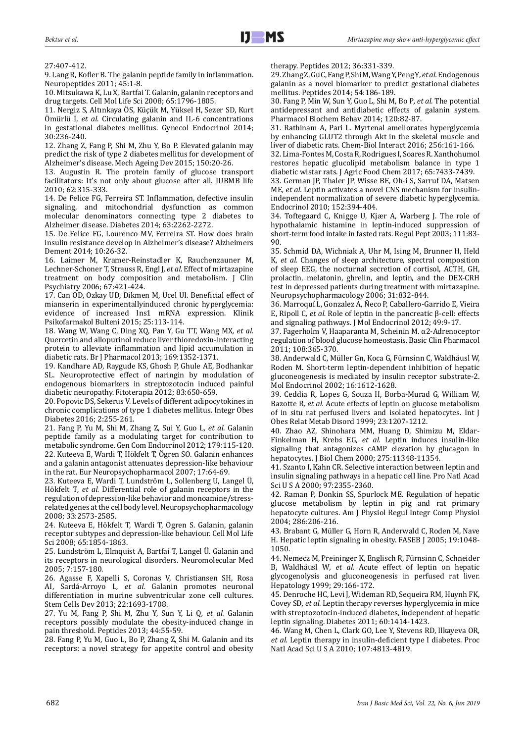27:407-412.

9. Lang R, Kofler B. The galanin peptide family in inflammation. Neuropeptides 2011; 45:1-8.

10. Mitsukawa K, Lu X, Bartfai T. Galanin, galanin receptors and drug targets. Cell Mol Life Sci 2008; 65:1796-1805.

11. Nergiz S, Altınkaya ÖS, Küçük M, Yüksel H, Sezer SD, Kurt Ömürlü İ, *et al.* Circulating galanin and IL-6 concentrations in gestational diabetes mellitus. Gynecol Endocrinol 2014; 30:236-240.

12. Zhang Z, Fang P, Shi M, Zhu Y, Bo P. Elevated galanin may predict the risk of type 2 diabetes mellitus for development of Alzheimer's disease. Mech Ageing Dev 2015; 150:20-26.

13. Augustin R. The protein family of glucose transport facilitators: It's not only about glucose after all. IUBMB life 2010; 62:315-333.

14. De Felice FG, Ferreira ST. Inflammation, defective insulin signaling, and mitochondrial dysfunction as common molecular denominators connecting type 2 diabetes to Alzheimer disease. Diabetes 2014; 63:2262-2272.

15. De Felice FG, Lourenco MV, Ferreira ST. How does brain insulin resistance develop in Alzheimer's disease? Alzheimers Dement 2014; 10:26-32.

16. Laimer M, Kramer-Reinstadler K, Rauchenzauner M, Lechner-Schoner T, Strauss R, Engl J, *et al.* Effect of mirtazapine treatment on body composition and metabolism. J Clin Psychiatry 2006; 67:421-424.

17. Can OD, Ozkay UD, Dikmen M, Ucel UI. Beneficial effect of mianserin in experimentallyinduced chronic hyperglycemia: evidence of increased Ins1 mRNA expression. Klinik Psikofarmakol Bulteni 2015; 25:113-114.

18. Wang W, Wang C, Ding XQ, Pan Y, Gu TT, Wang MX, *et al.* Quercetin and allopurinol reduce liver thioredoxin-interacting protein to alleviate inflammation and lipid accumulation in diabetic rats. Br J Pharmacol 2013; 169:1352-1371.

19. Kandhare AD, Raygude KS, Ghosh P, Ghule AE, Bodhankar SL. Neuroprotective effect of naringin by modulation of endogenous biomarkers in streptozotocin induced painful diabetic neuropathy. Fitoterapia 2012; 83:650-659.

20. Popovic DS, Sekerus V. Levels of different adipocytokines in chronic complications of type 1 diabetes mellitus. Integr Obes Diabetes 2016; 2:255-261.

21. Fang P, Yu M, Shi M, Zhang Z, Sui Y, Guo L, *et al.* Galanin peptide family as a modulating target for contribution to metabolic syndrome. Gen Com Endocrinol 2012; 179:115-120.

22. Kuteeva E, Wardi T, Hökfelt T, Ögren SO. Galanin enhances and a galanin antagonist attenuates depression-like behaviour in the rat. Eur Neuropsychopharmacol 2007; 17:64-69.

23. Kuteeva E, Wardi T, Lundström L, Sollenberg U, Langel Ü, Hökfelt T, *et al.* Differential role of galanin receptors in the regulation of depression-like behavior and monoamine/stress-related genes at the cell body level. Neuropsychopharmacology 2008; 33:2573-2585.

24. Kuteeva E, Hökfelt T, Wardi T, Ogren S. Galanin, galanin receptor subtypes and depression-like behaviour. Cell Mol Life Sci 2008; 65:1854-1863.

25. Lundström L, Elmquist A, Bartfai T, Langel Ü. Galanin and its receptors in neurological disorders. Neuromolecular Med 2005; 7:157-180.

26. Agasse F, Xapelli S, Coronas V, Christiansen SH, Rosa AI, Sardá-Arroyo L, *et al.* Galanin promotes neuronal differentiation in murine subventricular zone cell cultures. Stem Cells Dev 2013; 22:1693-1708.

27. Yu M, Fang P, Shi M, Zhu Y, Sun Y, Li Q, *et al.* Galanin receptors possibly modulate the obesity-induced change in pain threshold. Peptides 2013; 44:55-59.

28. Fang P, Yu M, Guo L, Bo P, Zhang Z, Shi M. Galanin and its receptors: a novel strategy for appetite control and obesity therapy. Peptides 2012; 36:331-339.

29. Zhang Z, Gu C, Fang P, Shi M, Wang Y, Peng Y, *et al.* Endogenous galanin as a novel biomarker to predict gestational diabetes mellitus. Peptides 2014; 54:186-189.

30. Fang P, Min W, Sun Y, Guo L, Shi M, Bo P, *et al.* The potential antidepressant and antidiabetic effects of galanin system. Pharmacol Biochem Behav 2014; 120:82-87.

31. Rathinam A, Pari L. Myrtenal ameliorates hyperglycemia by enhancing GLUT2 through Akt in the skeletal muscle and liver of diabetic rats. Chem-Biol Interact 2016; 256:161-166.

32. Lima-Fontes M, Costa R, Rodrigues I, Soares R. Xanthohumol restores hepatic glucolipid metabolism balance in type 1 diabetic wistar rats. J Agric Food Chem 2017; 65:7433-7439.

33. German JP, Thaler JP, Wisse BE, Oh-i S, Sarruf DA, Matsen ME, *et al.* Leptin activates a novel CNS mechanism for insulin-independent normalization of severe diabetic hyperglycemia. Endocrinol 2010; 152:394-404.

34. Toftegaard C, Knigge U, Kjær A, Warberg J. The role of hypothalamic histamine in leptin-induced suppression of short-term food intake in fasted rats. Regul Pept 2003; 111:83-90.

35. Schmid DA, Wichniak A, Uhr M, Ising M, Brunner H, Held K, *et al.* Changes of sleep architecture, spectral composition of sleep EEG, the nocturnal secretion of cortisol, ACTH, GH, prolactin, melatonin, ghrelin, and leptin, and the DEX-CRH test in depressed patients during treatment with mirtazapine. Neuropsychopharmacology 2006; 31:832-844.

36. Marroquí L, Gonzalez A, Ñeco P, Caballero-Garrido E, Vieira E, Ripoll C, *et al.* Role of leptin in the pancreatic β-cell: effects and signaling pathways. J Mol Endocrinol 2012; 49:9-17.

37. Fagerholm V, Haaparanta M, Scheinin M. α2-Adrenoceptor regulation of blood glucose homeostasis. Basic Clin Pharmacol 2011; 108:365-370.

38. Anderwald C, Müller Gn, Koca G, Fürnsinn C, Waldhäusl W, Roden M. Short-term leptin-dependent inhibition of hepatic gluconeogenesis is mediated by insulin receptor substrate-2. Mol Endocrinol 2002; 16:1612-1628.

39. Ceddia R, Lopes G, Souza H, Borba-Murad G, William W, Bazotte R, *et al.* Acute effects of leptin on glucose metabolism of in situ rat perfused livers and isolated hepatocytes. Int J Obes Relat Metab Disord 1999; 23:1207-1212.

40. Zhao AZ, Shinohara MM, Huang D, Shimizu M, Eldar-Finkelman H, Krebs EG, *et al.* Leptin induces insulin-like signaling that antagonizes cAMP elevation by glucagon in hepatocytes. J Biol Chem 2000; 275:11348-11354.

41. Szanto I, Kahn CR. Selective interaction between leptin and insulin signaling pathways in a hepatic cell line. Pro Natl Acad Sci U S A 2000; 97:2355-2360.

42. Raman P, Donkin SS, Spurlock ME. Regulation of hepatic glucose metabolism by leptin in pig and rat primary hepatocyte cultures. Am J Physiol Regul Integr Comp Physiol 2004; 286:206-216.

43. Brabant G, Müller G, Horn R, Anderwald C, Roden M, Nave H. Hepatic leptin signaling in obesity. FASEB J 2005; 19:1048-1050.

44. Nemecz M, Preininger K, Englisch R, Fürnsinn C, Schneider B, Waldhäusl W, *et al.* Acute effect of leptin on hepatic glycogenolysis and gluconeogenesis in perfused rat liver. Hepatology 1999; 29:166-172.

45. Denroche HC, Levi J, Wideman RD, Sequeira RM, Huynh FK, Covey SD, *et al.* Leptin therapy reverses hyperglycemia in mice with streptozotocin-induced diabetes, independent of hepatic leptin signaling. Diabetes 2011; 60:1414-1423.

46. Wang M, Chen L, Clark GO, Lee Y, Stevens RD, Ilkayeva OR, *et al.* Leptin therapy in insulin-deficient type I diabetes. Proc Natl Acad Sci U S A 2010; 107:4813-4819.